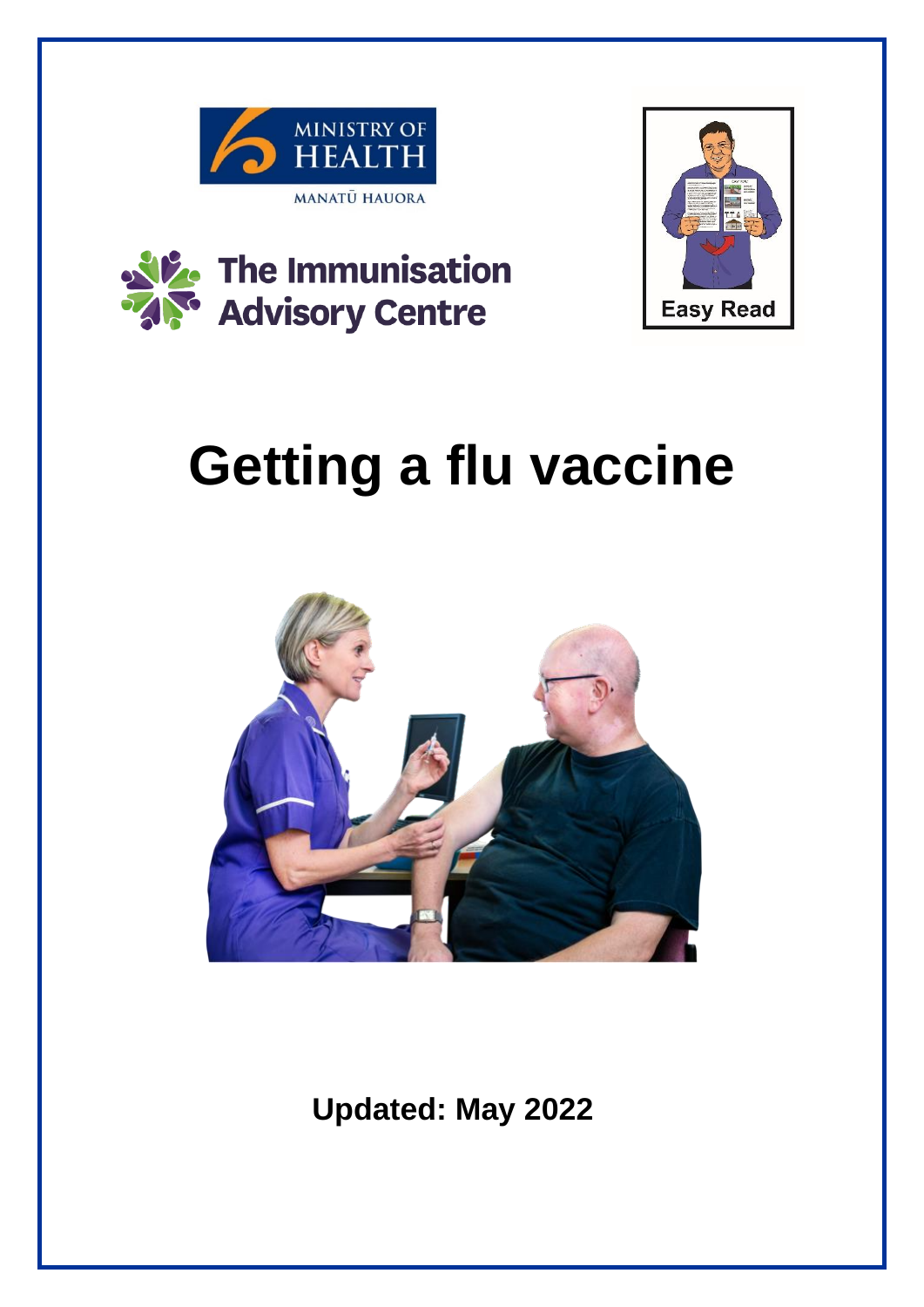MINISTRY OF HEALTH

MANATŪ HAUORA

The Immunisation Advisory Centre

Easy Read

# Getting a flu vaccine

**Updated: May 2022**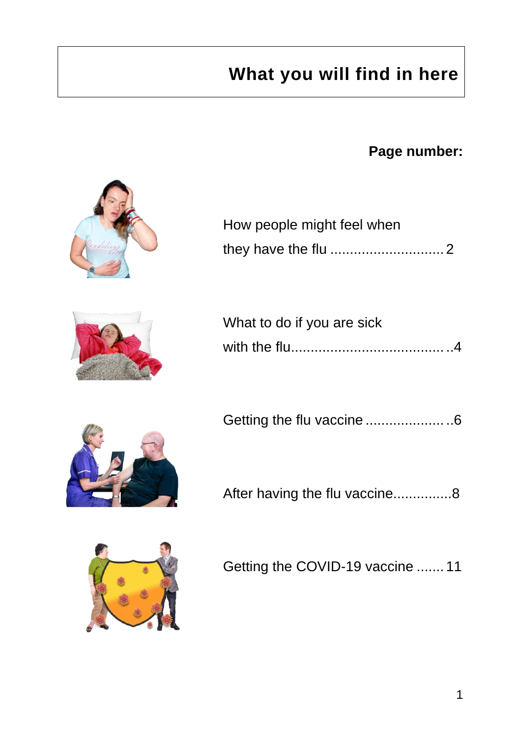# What you will find in here

**Page number:**

How people might feel when they have the flu ............................ 2

What to do if you are sick with the flu....................................... ..4

Getting the flu vaccine .................... ..6

After having the flu vaccine...............8

Getting the COVID-19 vaccine ....... 11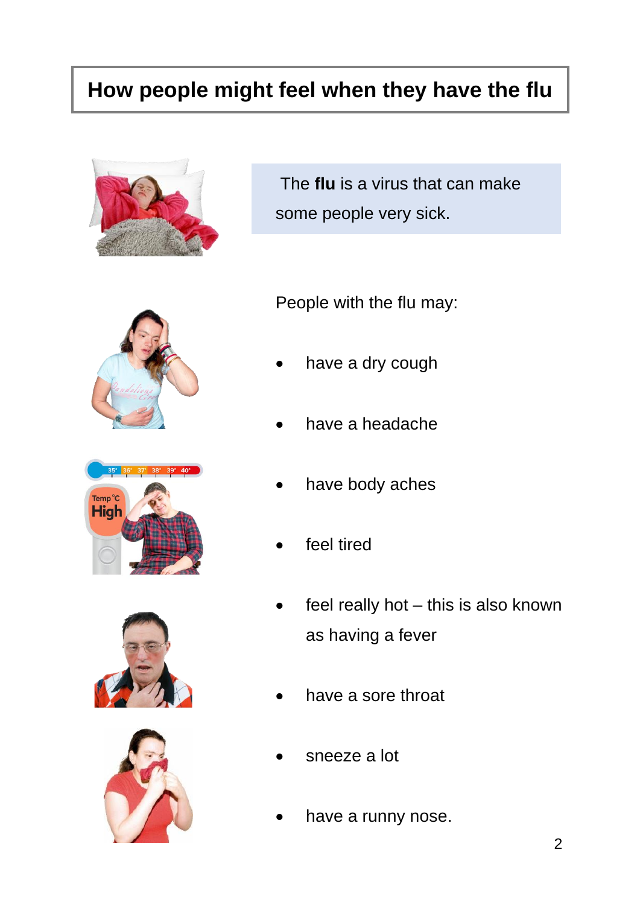# How people might feel when they have the flu

The **flu** is a virus that can make some people very sick.

People with the flu may:

- have a dry cough
- have a headache
- have body aches
- feel tired
- feel really hot – this is also known as having a fever
- have a sore throat
- sneeze a lot
- have a runny nose.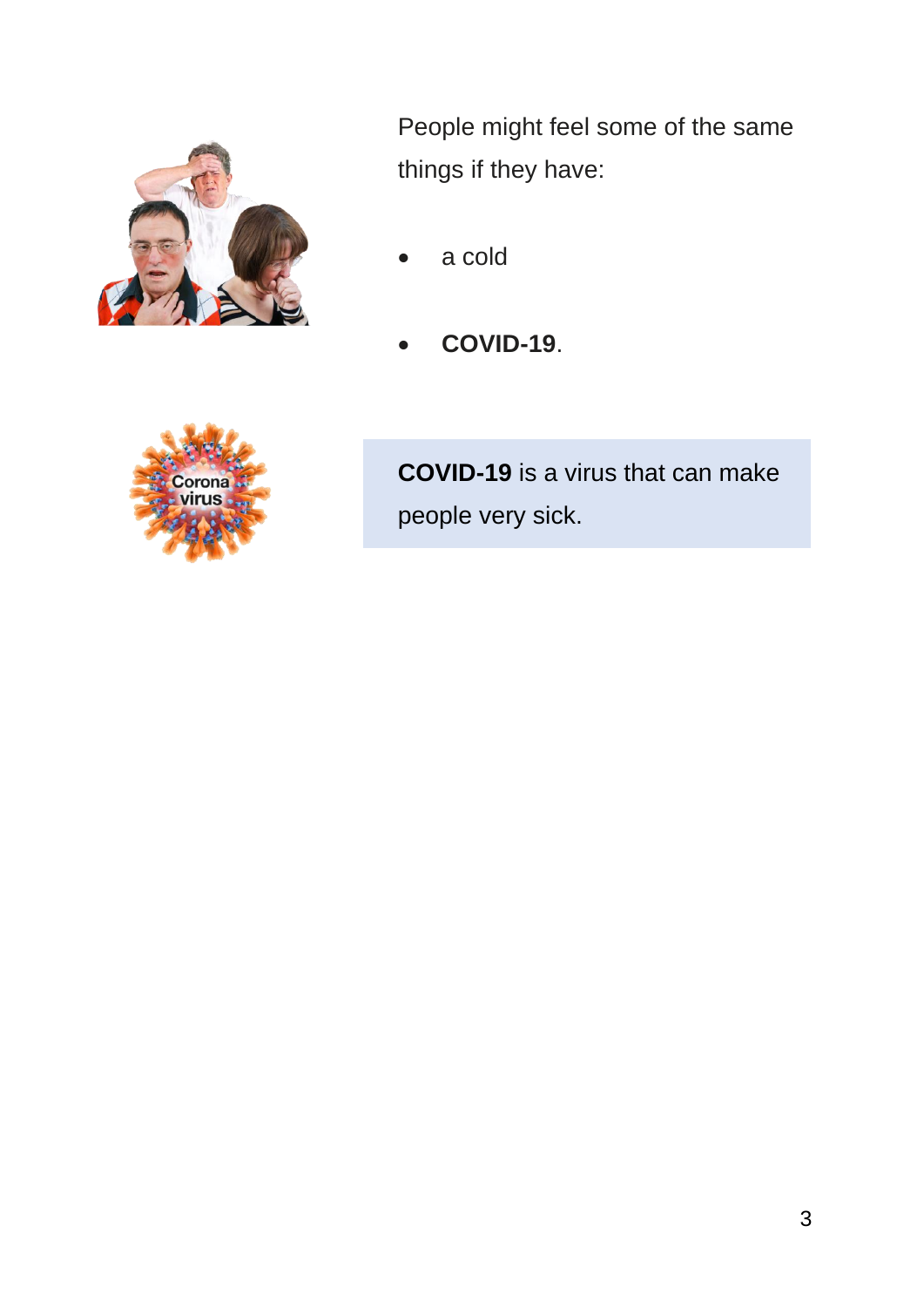People might feel some of the same things if they have:

- a cold
- **COVID-19**.

**COVID-19** is a virus that can make people very sick.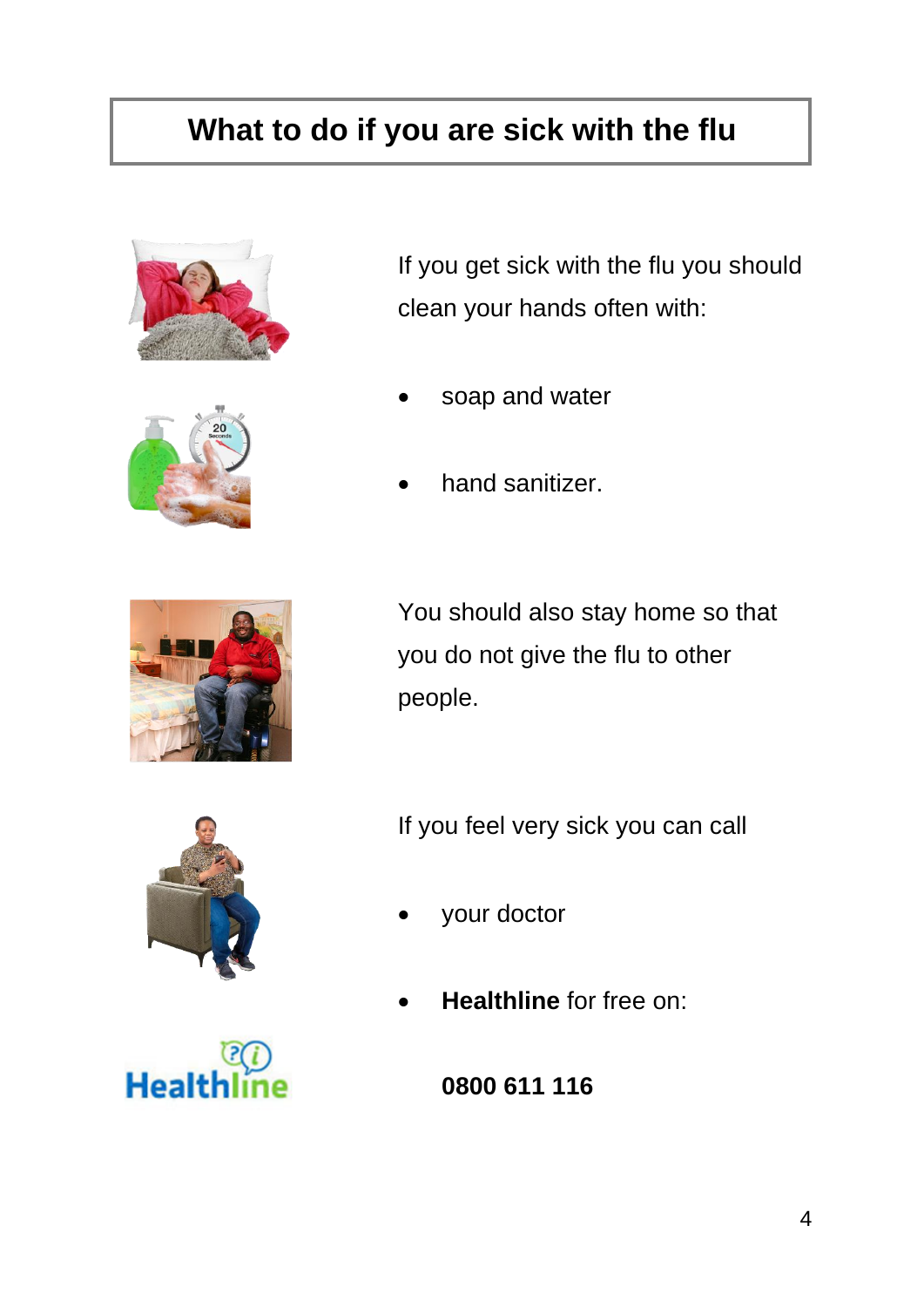# What to do if you are sick with the flu

If you get sick with the flu you should clean your hands often with:

- soap and water
- hand sanitizer.

You should also stay home so that you do not give the flu to other people.

If you feel very sick you can call

- your doctor
- **Healthline** for free on:

**0800 611 116**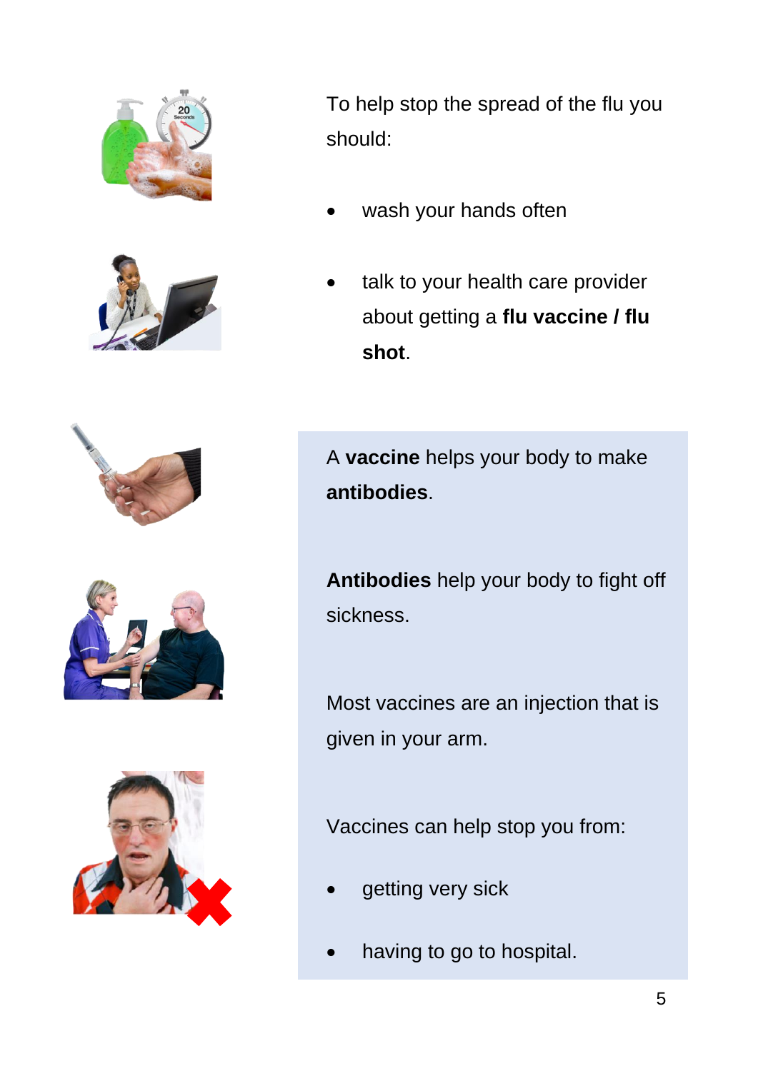To help stop the spread of the flu you should:

- wash your hands often
- talk to your health care provider about getting a **flu vaccine / flu shot**.

A **vaccine** helps your body to make **antibodies**.

**Antibodies** help your body to fight off sickness.

Most vaccines are an injection that is given in your arm.

Vaccines can help stop you from:

- getting very sick
- having to go to hospital.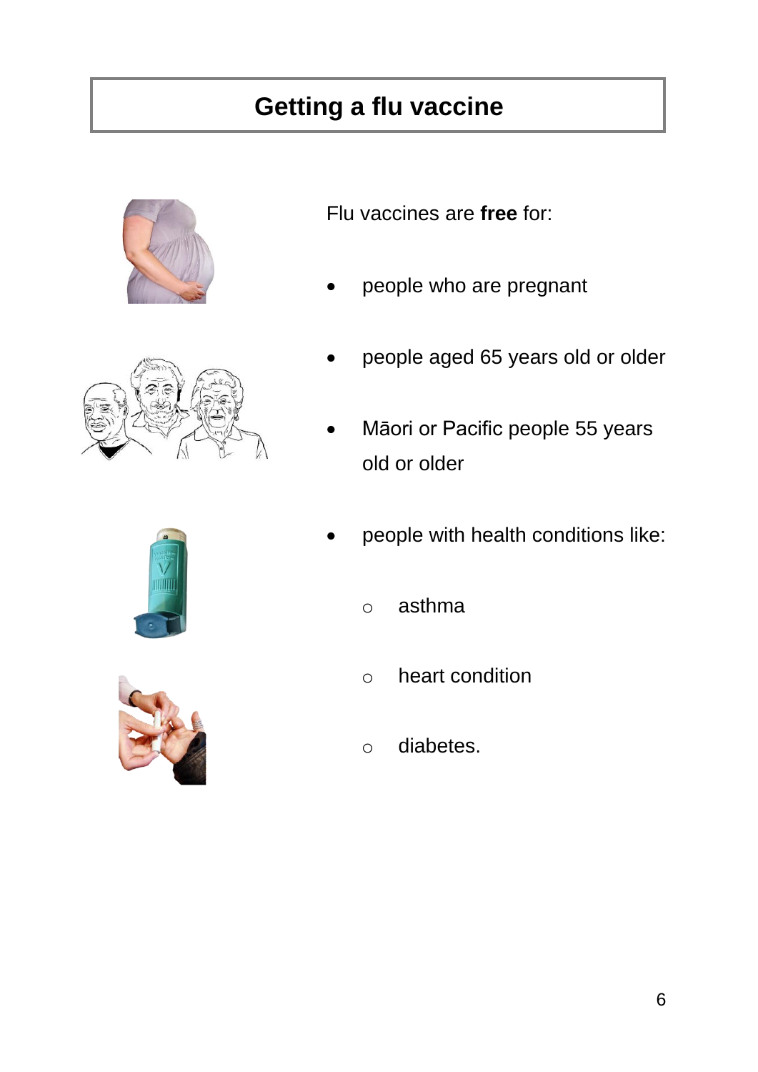# Getting a flu vaccine

Flu vaccines are **free** for:

- people who are pregnant
- people aged 65 years old or older
- Māori or Pacific people 55 years old or older
- people with health conditions like:
  - asthma
  - heart condition
  - diabetes.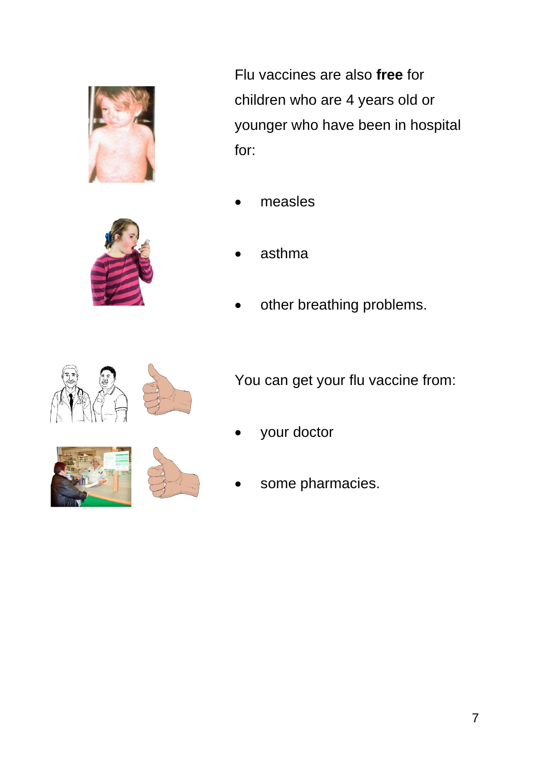Flu vaccines are also **free** for children who are 4 years old or younger who have been in hospital for:

- measles
- asthma
- other breathing problems.

You can get your flu vaccine from:

- your doctor
- some pharmacies.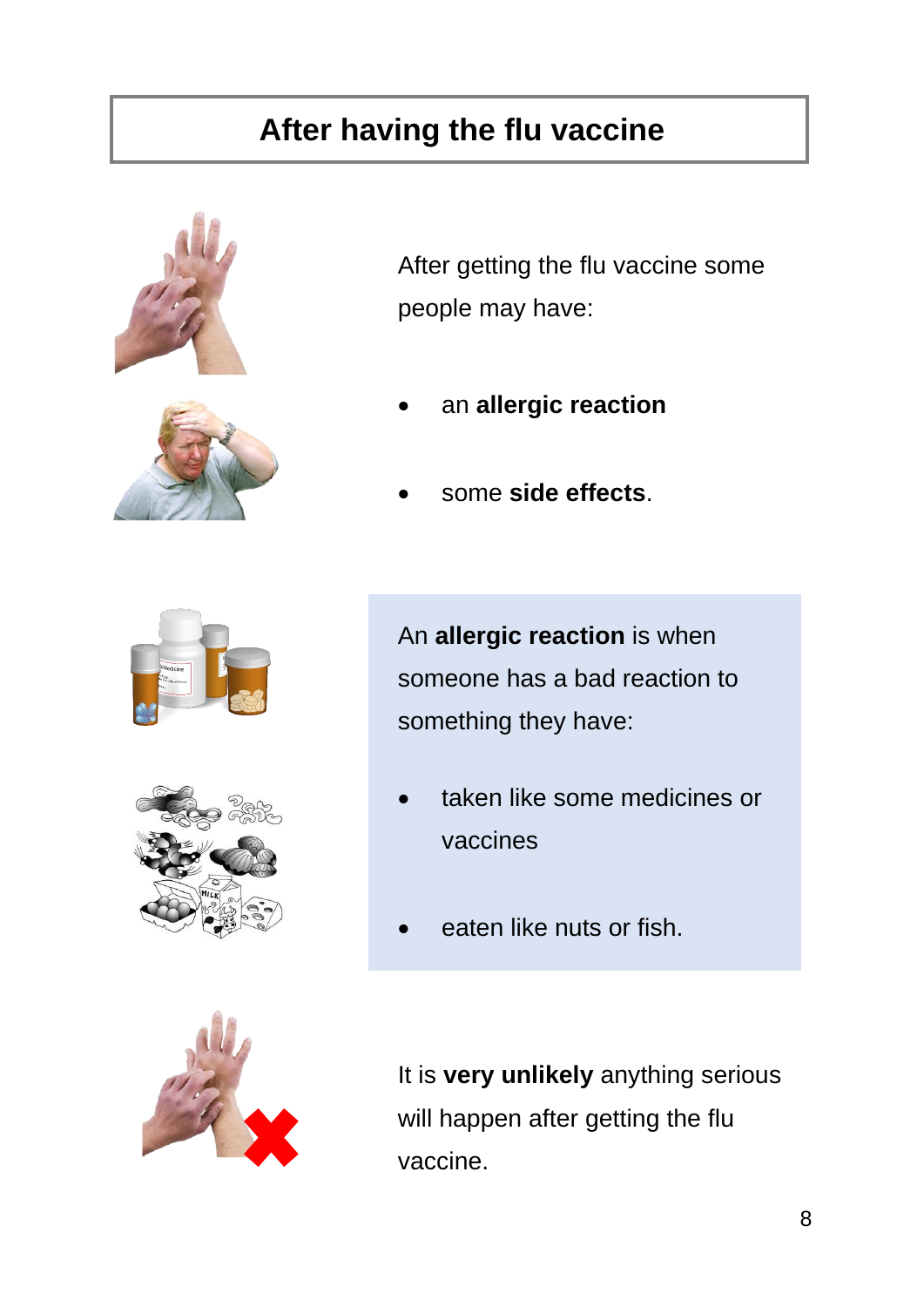# After having the flu vaccine

After getting the flu vaccine some people may have:

- an **allergic reaction**
- some **side effects**.

An **allergic reaction** is when someone has a bad reaction to something they have:

- taken like some medicines or vaccines
- eaten like nuts or fish.

It is **very unlikely** anything serious will happen after getting the flu vaccine.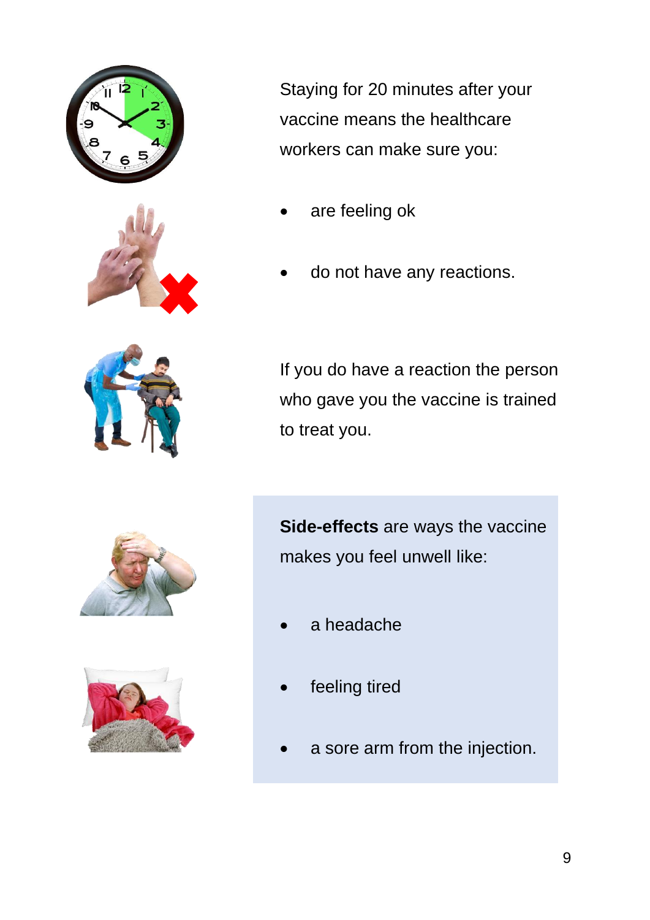Staying for 20 minutes after your vaccine means the healthcare workers can make sure you:

- are feeling ok
- do not have any reactions.

If you do have a reaction the person who gave you the vaccine is trained to treat you.

**Side-effects** are ways the vaccine makes you feel unwell like:

- a headache
- feeling tired
- a sore arm from the injection.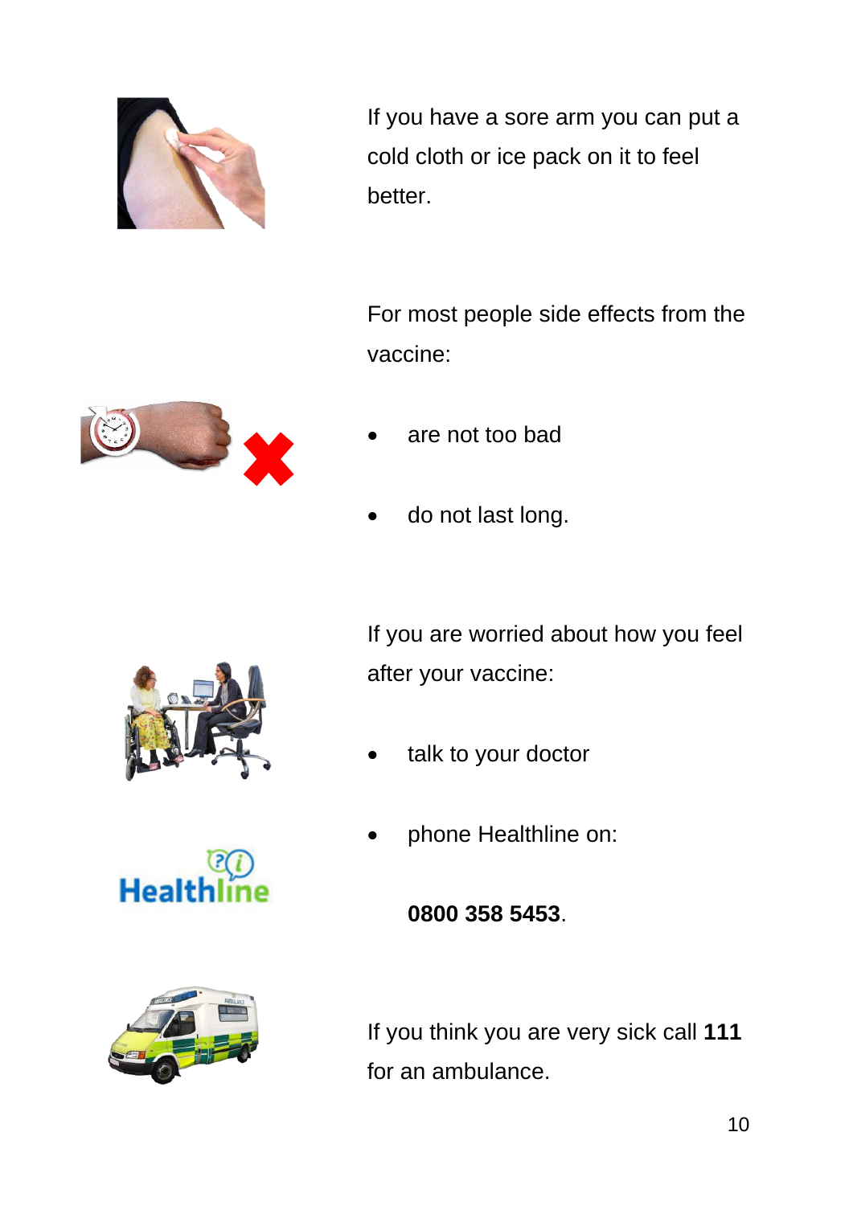If you have a sore arm you can put a cold cloth or ice pack on it to feel better.

For most people side effects from the vaccine:

- are not too bad
- do not last long.

If you are worried about how you feel after your vaccine:

- talk to your doctor
- phone Healthline on:

  **0800 358 5453**.

If you think you are very sick call **111** for an ambulance.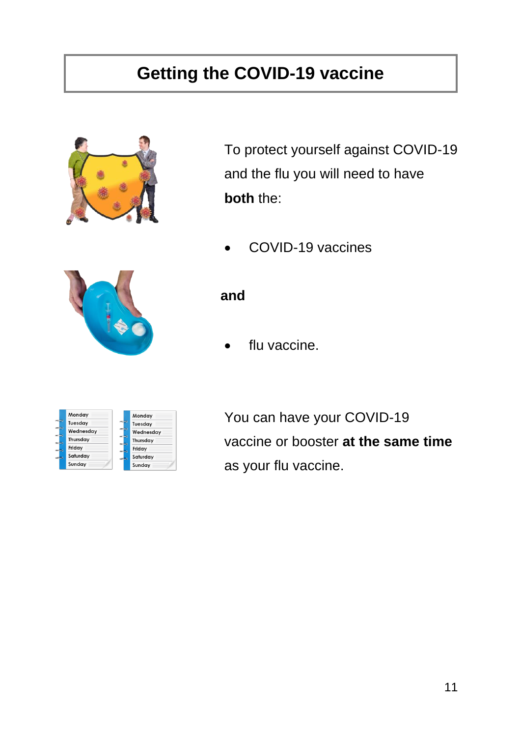# Getting the COVID-19 vaccine

To protect yourself against COVID-19 and the flu you will need to have **both** the:

- COVID-19 vaccines

**and**

- flu vaccine.

You can have your COVID-19 vaccine or booster **at the same time** as your flu vaccine.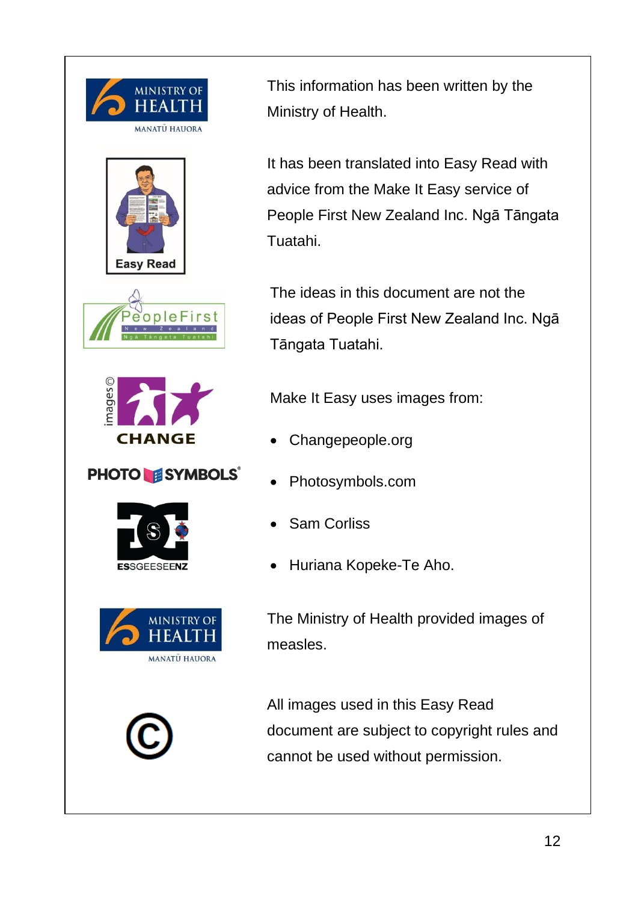This information has been written by the Ministry of Health.

It has been translated into Easy Read with advice from the Make It Easy service of People First New Zealand Inc. Ngā Tāngata Tuatahi.

The ideas in this document are not the ideas of People First New Zealand Inc. Ngā Tāngata Tuatahi.

Make It Easy uses images from:

- Changepeople.org
- Photosymbols.com
- Sam Corliss
- Huriana Kopeke-Te Aho.

The Ministry of Health provided images of measles.

All images used in this Easy Read document are subject to copyright rules and cannot be used without permission.